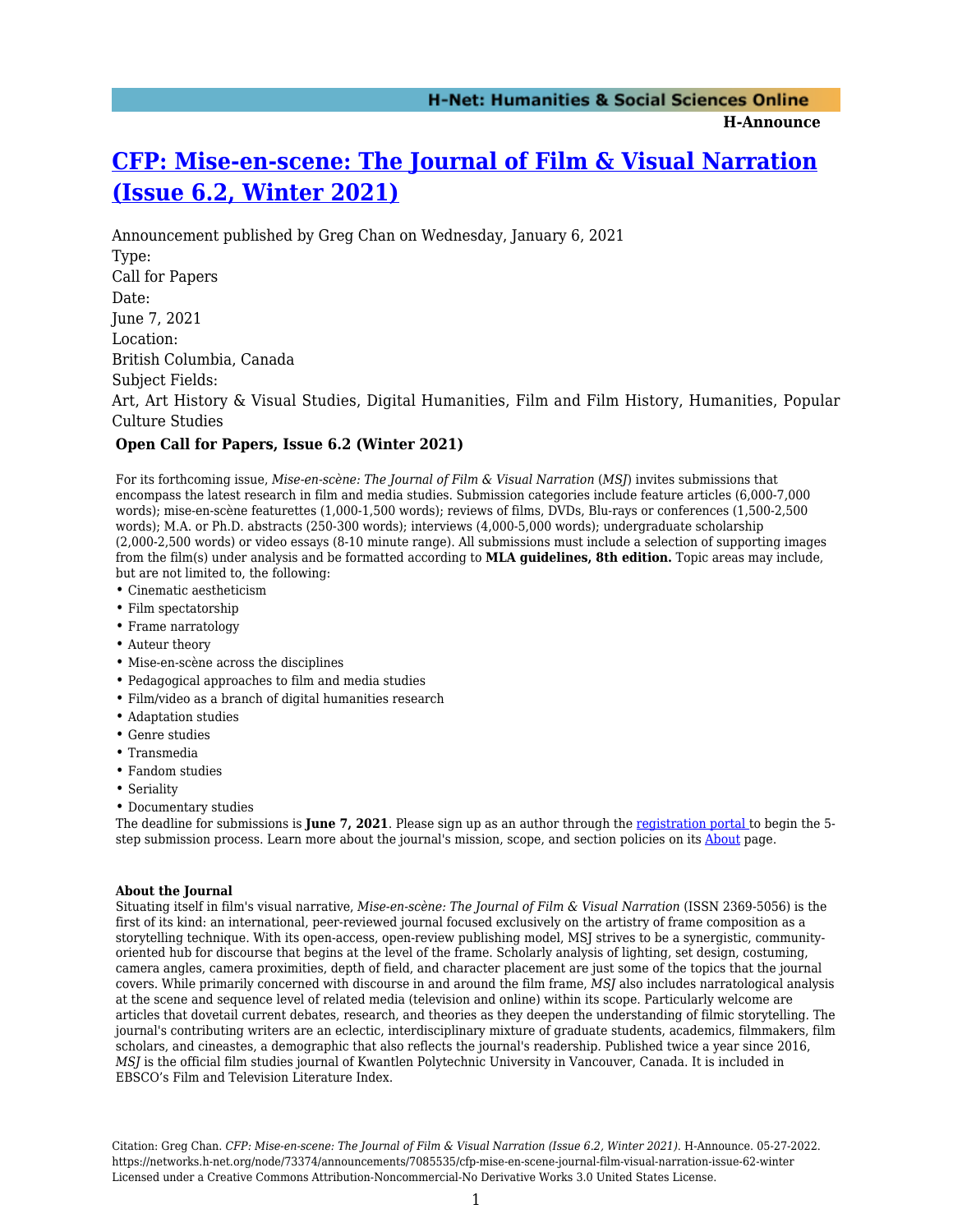# [CFP: Mise-en-scene: The Journal of Film & Visual Narration (Issue 6.2, Winter 2021)](https://networks.h-net.org/node/73374/announcements/7085535/cfp-mise-en-scene-journal-film-visual-narration-issue-62-winter)

Announcement published by Greg Chan on Wednesday, January 6, 2021

Type:
Call for Papers

Date:
June 7, 2021

Location:
British Columbia, Canada

Subject Fields:
Art, Art History & Visual Studies, Digital Humanities, Film and Film History, Humanities, Popular Culture Studies

### Open Call for Papers, Issue 6.2 (Winter 2021)

For its forthcoming issue, *Mise-en-scène: The Journal of Film & Visual Narration* (*MSJ*) invites submissions that encompass the latest research in film and media studies. Submission categories include feature articles (6,000-7,000 words); mise-en-scène featurettes (1,000-1,500 words); reviews of films, DVDs, Blu-rays or conferences (1,500-2,500 words); M.A. or Ph.D. abstracts (250-300 words); interviews (4,000-5,000 words); undergraduate scholarship (2,000-2,500 words) or video essays (8-10 minute range). All submissions must include a selection of supporting images from the film(s) under analysis and be formatted according to **MLA guidelines, 8th edition.** Topic areas may include, but are not limited to, the following:

- Cinematic aestheticism
- Film spectatorship
- Frame narratology
- Auteur theory
- Mise-en-scène across the disciplines
- Pedagogical approaches to film and media studies
- Film/video as a branch of digital humanities research
- Adaptation studies
- Genre studies
- Transmedia
- Fandom studies
- Seriality
- Documentary studies

The deadline for submissions is **June 7, 2021**. Please sign up as an author through the registration portal to begin the 5-step submission process. Learn more about the journal's mission, scope, and section policies on its About page.

**About the Journal**

Situating itself in film's visual narrative, *Mise-en-scène: The Journal of Film & Visual Narration* (ISSN 2369-5056) is the first of its kind: an international, peer-reviewed journal focused exclusively on the artistry of frame composition as a storytelling technique. With its open-access, open-review publishing model, MSJ strives to be a synergistic, community-oriented hub for discourse that begins at the level of the frame. Scholarly analysis of lighting, set design, costuming, camera angles, camera proximities, depth of field, and character placement are just some of the topics that the journal covers. While primarily concerned with discourse in and around the film frame, *MSJ* also includes narratological analysis at the scene and sequence level of related media (television and online) within its scope. Particularly welcome are articles that dovetail current debates, research, and theories as they deepen the understanding of filmic storytelling. The journal's contributing writers are an eclectic, interdisciplinary mixture of graduate students, academics, filmmakers, film scholars, and cineastes, a demographic that also reflects the journal's readership. Published twice a year since 2016, *MSJ* is the official film studies journal of Kwantlen Polytechnic University in Vancouver, Canada. It is included in EBSCO's Film and Television Literature Index.

Citation: Greg Chan. *CFP: Mise-en-scene: The Journal of Film & Visual Narration (Issue 6.2, Winter 2021)*. H-Announce. 05-27-2022. https://networks.h-net.org/node/73374/announcements/7085535/cfp-mise-en-scene-journal-film-visual-narration-issue-62-winter
Licensed under a Creative Commons Attribution-Noncommercial-No Derivative Works 3.0 United States License.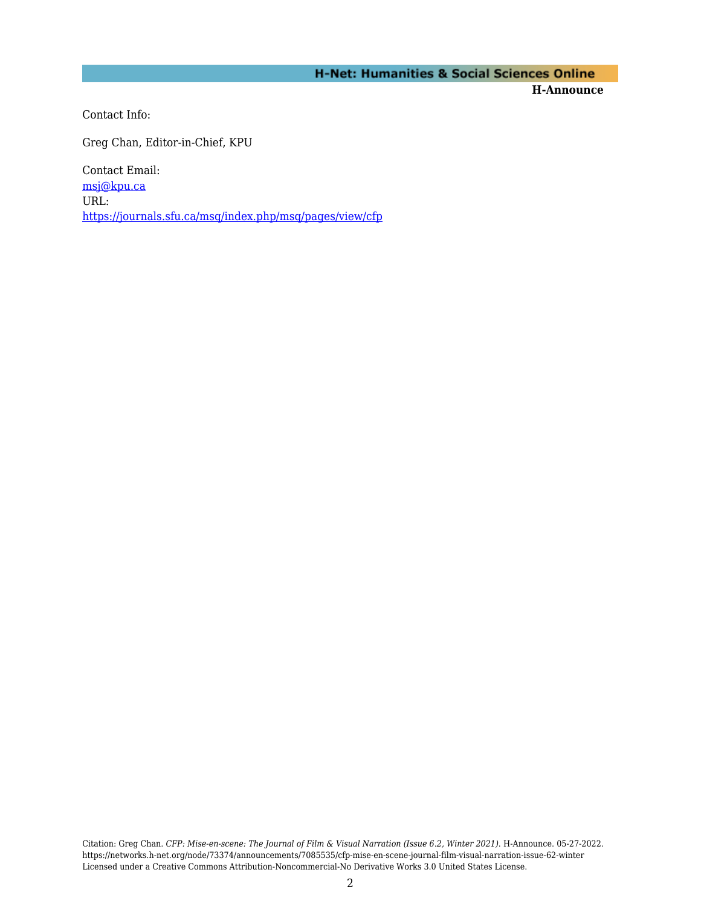Contact Info:

Greg Chan, Editor-in-Chief, KPU

Contact Email:
msj@kpu.ca
URL:
https://journals.sfu.ca/msq/index.php/msq/pages/view/cfp